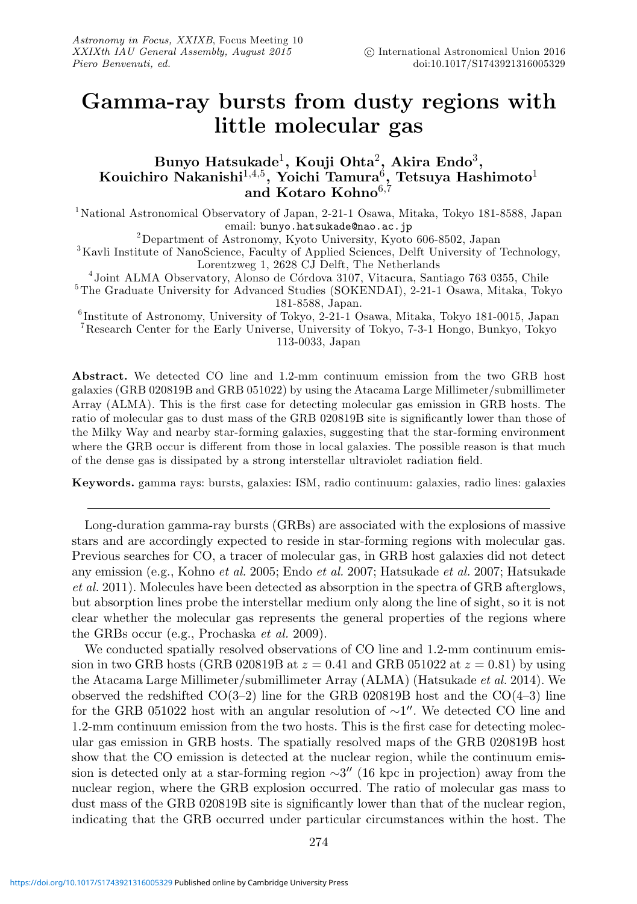# Gamma-ray bursts from dusty regions with little molecular gas

**Bunyo Hatsukade[1], Kouji Ohta[2], Akira Endo[3], Kouichiro Nakanishi[1,4,5], Yoichi Tamura[6], Tetsuya Hashimoto[1] and Kotaro Kohno[6,7]**

[1]National Astronomical Observatory of Japan, 2-21-1 Osawa, Mitaka, Tokyo 181-8588, Japan email: bunyo.hatsukade@nao.ac.jp

[2]Department of Astronomy, Kyoto University, Kyoto 606-8502, Japan

[3]Kavli Institute of NanoScience, Faculty of Applied Sciences, Delft University of Technology, Lorentzweg 1, 2628 CJ Delft, The Netherlands

[4]Joint ALMA Observatory, Alonso de Córdova 3107, Vitacura, Santiago 763 0355, Chile

[5]The Graduate University for Advanced Studies (SOKENDAI), 2-21-1 Osawa, Mitaka, Tokyo 181-8588, Japan.

[6]Institute of Astronomy, University of Tokyo, 2-21-1 Osawa, Mitaka, Tokyo 181-0015, Japan

[7]Research Center for the Early Universe, University of Tokyo, 7-3-1 Hongo, Bunkyo, Tokyo 113-0033, Japan

**Abstract.** We detected CO line and 1.2-mm continuum emission from the two GRB host galaxies (GRB 020819B and GRB 051022) by using the Atacama Large Millimeter/submillimeter Array (ALMA). This is the first case for detecting molecular gas emission in GRB hosts. The ratio of molecular gas to dust mass of the GRB 020819B site is significantly lower than those of the Milky Way and nearby star-forming galaxies, suggesting that the star-forming environment where the GRB occur is different from those in local galaxies. The possible reason is that much of the dense gas is dissipated by a strong interstellar ultraviolet radiation field.

**Keywords.** gamma rays: bursts, galaxies: ISM, radio continuum: galaxies, radio lines: galaxies

---

Long-duration gamma-ray bursts (GRBs) are associated with the explosions of massive stars and are accordingly expected to reside in star-forming regions with molecular gas. Previous searches for CO, a tracer of molecular gas, in GRB host galaxies did not detect any emission (e.g., Kohno *et al.* 2005; Endo *et al.* 2007; Hatsukade *et al.* 2007; Hatsukade *et al.* 2011). Molecules have been detected as absorption in the spectra of GRB afterglows, but absorption lines probe the interstellar medium only along the line of sight, so it is not clear whether the molecular gas represents the general properties of the regions where the GRBs occur (e.g., Prochaska *et al.* 2009).

We conducted spatially resolved observations of CO line and 1.2-mm continuum emission in two GRB hosts (GRB 020819B at $z = 0.41$ and GRB 051022 at $z = 0.81$) by using the Atacama Large Millimeter/submillimeter Array (ALMA) (Hatsukade *et al.* 2014). We observed the redshifted CO(3–2) line for the GRB 020819B host and the CO(4–3) line for the GRB 051022 host with an angular resolution of $\sim 1''$. We detected CO line and 1.2-mm continuum emission from the two hosts. This is the first case for detecting molecular gas emission in GRB hosts. The spatially resolved maps of the GRB 020819B host show that the CO emission is detected at the nuclear region, while the continuum emission is detected only at a star-forming region $\sim 3''$ (16 kpc in projection) away from the nuclear region, where the GRB explosion occurred. The ratio of molecular gas mass to dust mass of the GRB 020819B site is significantly lower than that of the nuclear region, indicating that the GRB occurred under particular circumstances within the host. The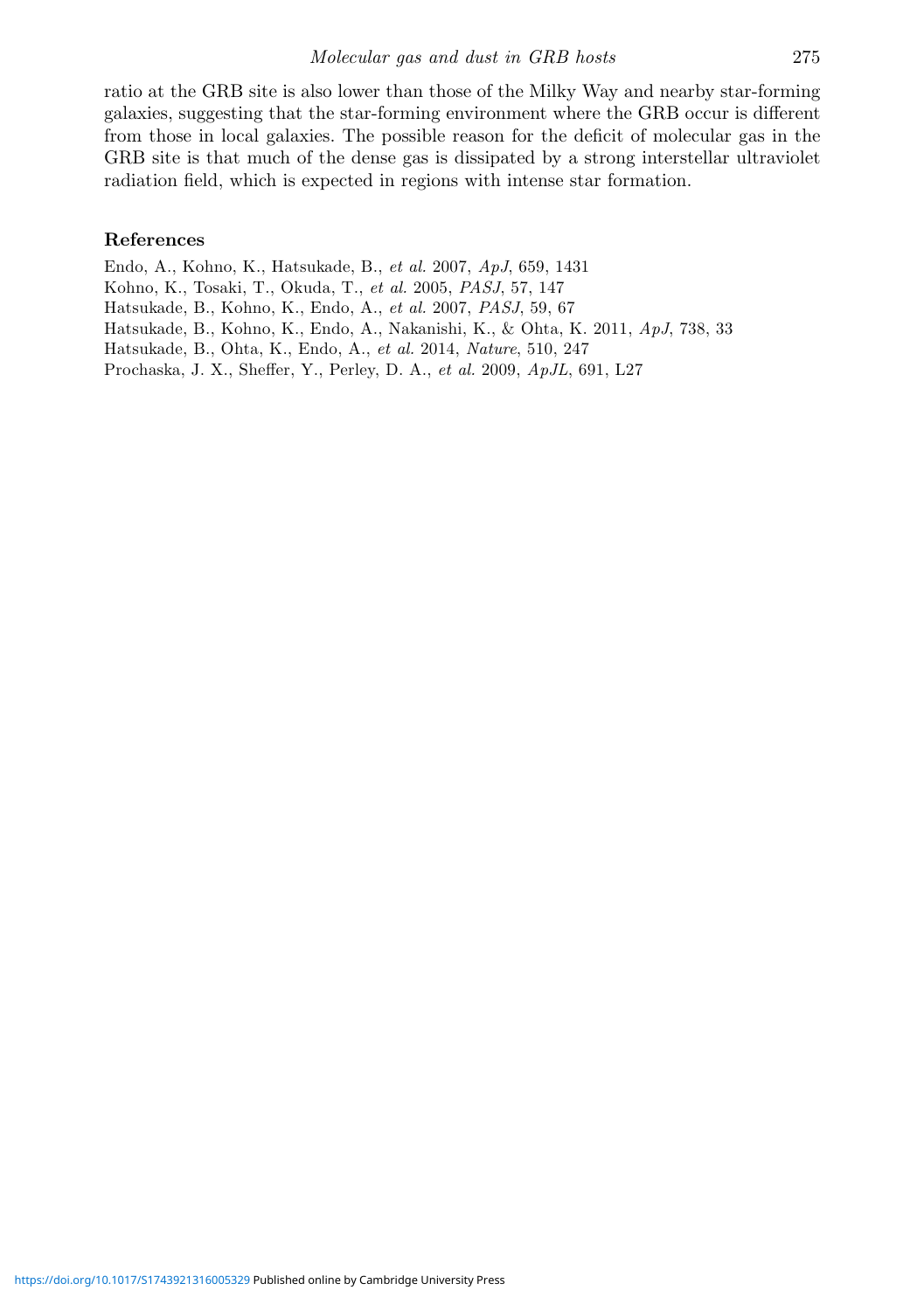ratio at the GRB site is also lower than those of the Milky Way and nearby star-forming galaxies, suggesting that the star-forming environment where the GRB occur is different from those in local galaxies. The possible reason for the deficit of molecular gas in the GRB site is that much of the dense gas is dissipated by a strong interstellar ultraviolet radiation field, which is expected in regions with intense star formation.

## References

Endo, A., Kohno, K., Hatsukade, B., *et al.* 2007, *ApJ*, 659, 1431

Kohno, K., Tosaki, T., Okuda, T., *et al.* 2005, *PASJ*, 57, 147

Hatsukade, B., Kohno, K., Endo, A., *et al.* 2007, *PASJ*, 59, 67

Hatsukade, B., Kohno, K., Endo, A., Nakanishi, K., & Ohta, K. 2011, *ApJ*, 738, 33

Hatsukade, B., Ohta, K., Endo, A., *et al.* 2014, *Nature*, 510, 247

Prochaska, J. X., Sheffer, Y., Perley, D. A., *et al.* 2009, *ApJL*, 691, L27